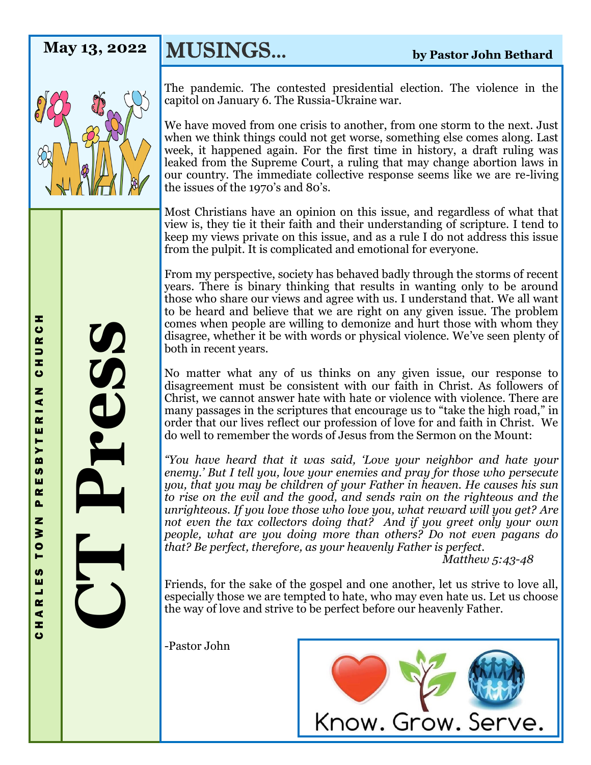May 13, 2022

CHARLES TOWN PRESBYTERIAN CHURCH

# CT Press

## MUSINGS…

**by Pastor John Bethard**

The pandemic. The contested presidential election. The violence in the capitol on January 6. The Russia-Ukraine war.

We have moved from one crisis to another, from one storm to the next. Just when we think things could not get worse, something else comes along. Last week, it happened again. For the first time in history, a draft ruling was leaked from the Supreme Court, a ruling that may change abortion laws in our country. The immediate collective response seems like we are re-living the issues of the 1970's and 80's.

Most Christians have an opinion on this issue, and regardless of what that view is, they tie it their faith and their understanding of scripture. I tend to keep my views private on this issue, and as a rule I do not address this issue from the pulpit. It is complicated and emotional for everyone.

From my perspective, society has behaved badly through the storms of recent years. There is binary thinking that results in wanting only to be around those who share our views and agree with us. I understand that. We all want to be heard and believe that we are right on any given issue. The problem comes when people are willing to demonize and hurt those with whom they disagree, whether it be with words or physical violence. We've seen plenty of both in recent years.

No matter what any of us thinks on any given issue, our response to disagreement must be consistent with our faith in Christ. As followers of Christ, we cannot answer hate with hate or violence with violence. There are many passages in the scriptures that encourage us to "take the high road," in order that our lives reflect our profession of love for and faith in Christ. We do well to remember the words of Jesus from the Sermon on the Mount:

*"You have heard that it was said, 'Love your neighbor and hate your enemy.' But I tell you, love your enemies and pray for those who persecute you, that you may be children of your Father in heaven. He causes his sun to rise on the evil and the good, and sends rain on the righteous and the unrighteous. If you love those who love you, what reward will you get? Are not even the tax collectors doing that? And if you greet only your own people, what are you doing more than others? Do not even pagans do that? Be perfect, therefore, as your heavenly Father is perfect.*

*Matthew 5:43-48*

Friends, for the sake of the gospel and one another, let us strive to love all, especially those we are tempted to hate, who may even hate us. Let us choose the way of love and strive to be perfect before our heavenly Father.

-Pastor John

Know. Grow. Serve.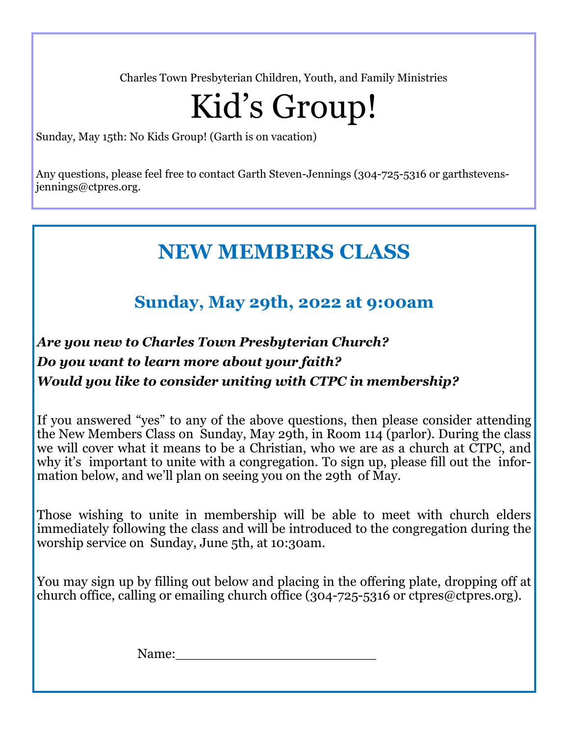Charles Town Presbyterian Children, Youth, and Family Ministries

# Kid's Group!

Sunday, May 15th: No Kids Group! (Garth is on vacation)

Any questions, please feel free to contact Garth Steven-Jennings (304-725-5316 or garthstevens-jennings@ctpres.org.

# NEW MEMBERS CLASS

## Sunday, May 29th, 2022 at 9:00am

***Are you new to Charles Town Presbyterian Church?***

***Do you want to learn more about your faith?***

***Would you like to consider uniting with CTPC in membership?***

If you answered "yes" to any of the above questions, then please consider attending the New Members Class on Sunday, May 29th, in Room 114 (parlor). During the class we will cover what it means to be a Christian, who we are as a church at CTPC, and why it's important to unite with a congregation. To sign up, please fill out the information below, and we'll plan on seeing you on the 29th of May.

Those wishing to unite in membership will be able to meet with church elders immediately following the class and will be introduced to the congregation during the worship service on Sunday, June 5th, at 10:30am.

You may sign up by filling out below and placing in the offering plate, dropping off at church office, calling or emailing church office (304-725-5316 or ctpres@ctpres.org).

Name:_________________________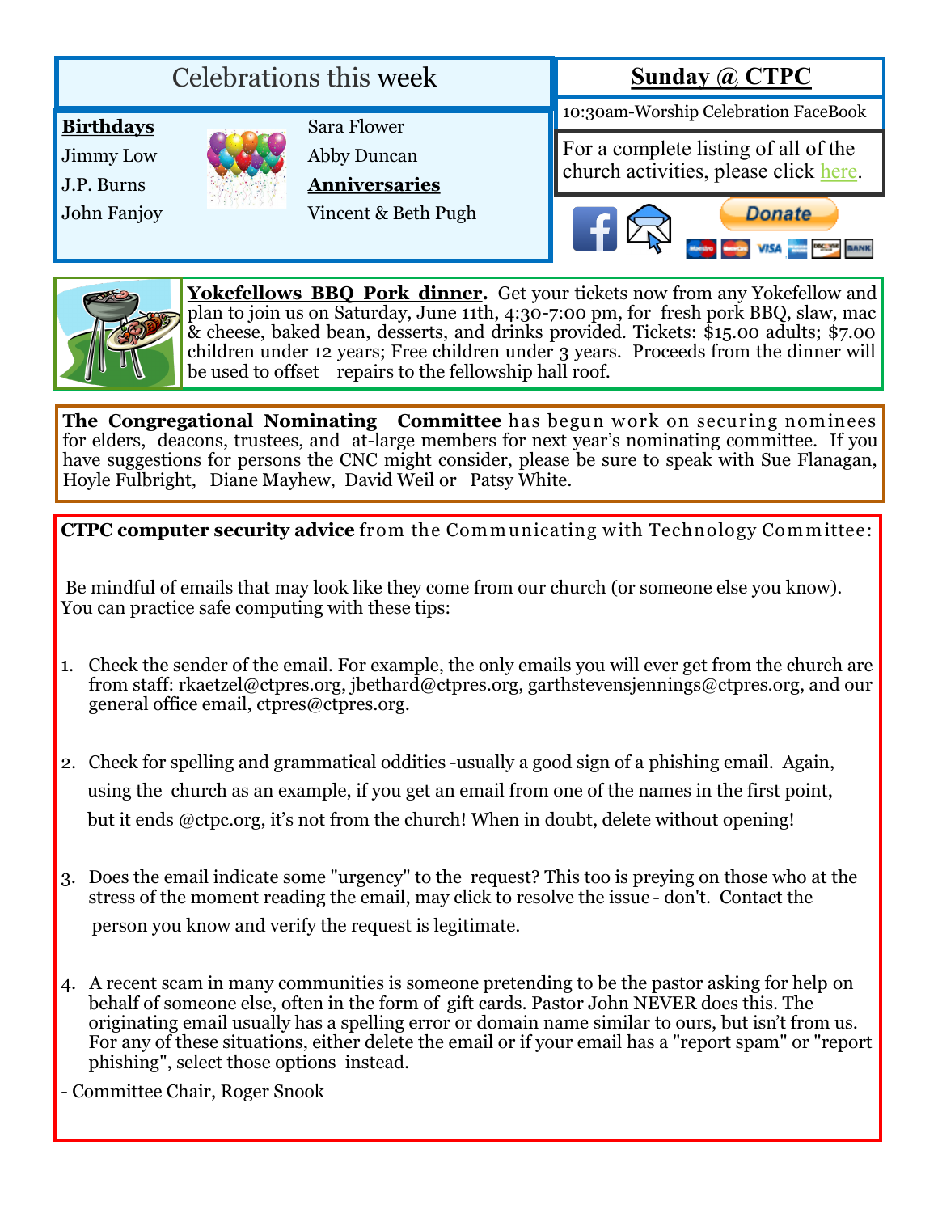## Celebrations this week

**Birthdays**

Jimmy Low

J.P. Burns

John Fanjoy

Sara Flower

Abby Duncan

**Anniversaries**

Vincent & Beth Pugh

## Sunday @ CTPC

10:30am-Worship Celebration FaceBook

For a complete listing of all of the church activities, please click here.

Donate

**Yokefellows BBQ Pork dinner.** Get your tickets now from any Yokefellow and plan to join us on Saturday, June 11th, 4:30-7:00 pm, for fresh pork BBQ, slaw, mac & cheese, baked bean, desserts, and drinks provided. Tickets: $15.00 adults; $7.00 children under 12 years; Free children under 3 years. Proceeds from the dinner will be used to offset repairs to the fellowship hall roof.

**The Congregational Nominating Committee** has begun work on securing nominees for elders, deacons, trustees, and at-large members for next year's nominating committee. If you have suggestions for persons the CNC might consider, please be sure to speak with Sue Flanagan, Hoyle Fulbright, Diane Mayhew, David Weil or Patsy White.

**CTPC computer security advice** from the Communicating with Technology Committee:

Be mindful of emails that may look like they come from our church (or someone else you know). You can practice safe computing with these tips:

1. Check the sender of the email. For example, the only emails you will ever get from the church are from staff: rkaetzel@ctpres.org, jbethard@ctpres.org, garthstevensjennings@ctpres.org, and our general office email, ctpres@ctpres.org.

2. Check for spelling and grammatical oddities -usually a good sign of a phishing email. Again, using the church as an example, if you get an email from one of the names in the first point, but it ends @ctpc.org, it's not from the church! When in doubt, delete without opening!

3. Does the email indicate some "urgency" to the request? This too is preying on those who at the stress of the moment reading the email, may click to resolve the issue - don't. Contact the person you know and verify the request is legitimate.

4. A recent scam in many communities is someone pretending to be the pastor asking for help on behalf of someone else, often in the form of gift cards. Pastor John NEVER does this. The originating email usually has a spelling error or domain name similar to ours, but isn't from us. For any of these situations, either delete the email or if your email has a "report spam" or "report phishing", select those options instead.

\- Committee Chair, Roger Snook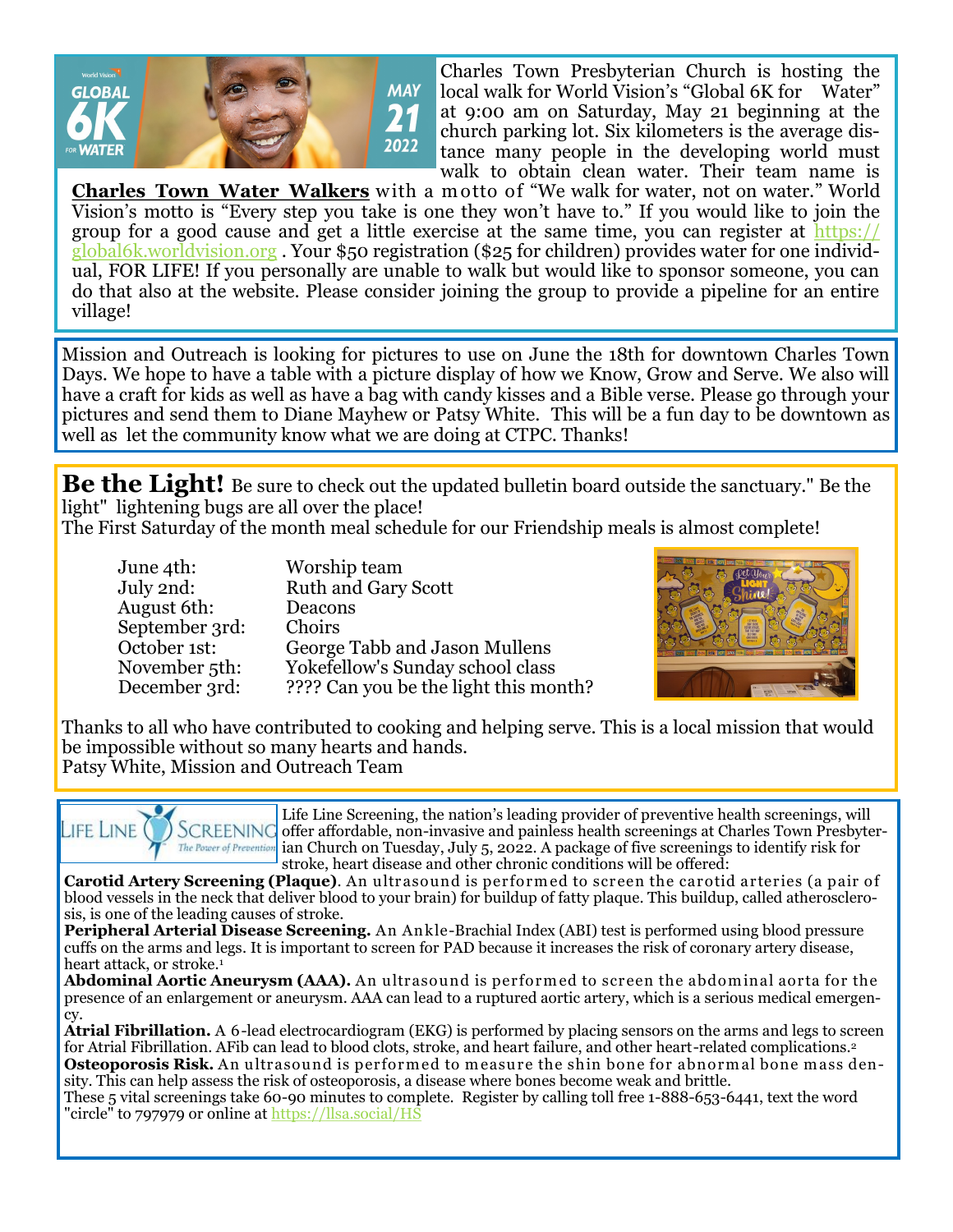Charles Town Presbyterian Church is hosting the local walk for World Vision's "Global 6K for Water" at 9:00 am on Saturday, May 21 beginning at the church parking lot. Six kilometers is the average distance many people in the developing world must walk to obtain clean water. Their team name is **Charles Town Water Walkers** with a motto of "We walk for water, not on water." World Vision's motto is "Every step you take is one they won't have to." If you would like to join the group for a good cause and get a little exercise at the same time, you can register at https://global6k.worldvision.org . Your $50 registration ($25 for children) provides water for one individual, FOR LIFE! If you personally are unable to walk but would like to sponsor someone, you can do that also at the website. Please consider joining the group to provide a pipeline for an entire village!

Mission and Outreach is looking for pictures to use on June the 18th for downtown Charles Town Days. We hope to have a table with a picture display of how we Know, Grow and Serve. We also will have a craft for kids as well as have a bag with candy kisses and a Bible verse. Please go through your pictures and send them to Diane Mayhew or Patsy White. This will be a fun day to be downtown as well as let the community know what we are doing at CTPC. Thanks!

**Be the Light!** Be sure to check out the updated bulletin board outside the sanctuary." Be the light" lightening bugs are all over the place!

The First Saturday of the month meal schedule for our Friendship meals is almost complete!

| | |
|---|---|
| June 4th: | Worship team |
| July 2nd: | Ruth and Gary Scott |
| August 6th: | Deacons |
| September 3rd: | Choirs |
| October 1st: | George Tabb and Jason Mullens |
| November 5th: | Yokefellow's Sunday school class |
| December 3rd: | ???? Can you be the light this month? |

Thanks to all who have contributed to cooking and helping serve. This is a local mission that would be impossible without so many hearts and hands.

Patsy White, Mission and Outreach Team

Life Line Screening, the nation's leading provider of preventive health screenings, will offer affordable, non-invasive and painless health screenings at Charles Town Presbyterian Church on Tuesday, July 5, 2022. A package of five screenings to identify risk for stroke, heart disease and other chronic conditions will be offered:

**Carotid Artery Screening (Plaque)**. An ultrasound is performed to screen the carotid arteries (a pair of blood vessels in the neck that deliver blood to your brain) for buildup of fatty plaque. This buildup, called atherosclerosis, is one of the leading causes of stroke.

**Peripheral Arterial Disease Screening.** An Ankle-Brachial Index (ABI) test is performed using blood pressure cuffs on the arms and legs. It is important to screen for PAD because it increases the risk of coronary artery disease, heart attack, or stroke.[1]

**Abdominal Aortic Aneurysm (AAA).** An ultrasound is performed to screen the abdominal aorta for the presence of an enlargement or aneurysm. AAA can lead to a ruptured aortic artery, which is a serious medical emergency.

**Atrial Fibrillation.** A 6-lead electrocardiogram (EKG) is performed by placing sensors on the arms and legs to screen for Atrial Fibrillation. AFib can lead to blood clots, stroke, and heart failure, and other heart-related complications.[2]

**Osteoporosis Risk.** An ultrasound is performed to measure the shin bone for abnormal bone mass density. This can help assess the risk of osteoporosis, a disease where bones become weak and brittle.

These 5 vital screenings take 60-90 minutes to complete. Register by calling toll free 1-888-653-6441, text the word "circle" to 797979 or online at https://llsa.social/HS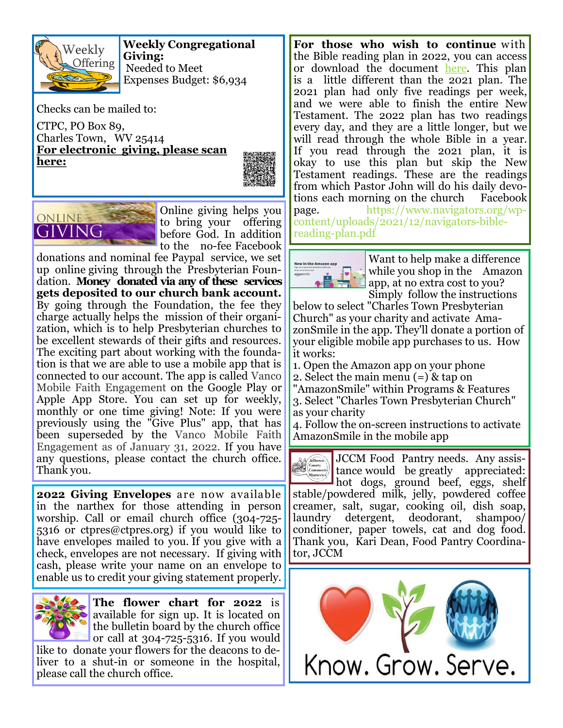**Weekly Congregational Giving:**
Needed to Meet Expenses Budget: $6,934

Checks can be mailed to:

CTPC, PO Box 89,
Charles Town, WV 25414

**For electronic giving, please scan here:**

Online giving helps you to bring your offering before God. In addition to the no-fee Facebook donations and nominal fee Paypal service, we set up online giving through the Presbyterian Foundation. **Money donated via any of these services gets deposited to our church bank account.** By going through the Foundation, the fee they charge actually helps the mission of their organization, which is to help Presbyterian churches to be excellent stewards of their gifts and resources. The exciting part about working with the foundation is that we are able to use a mobile app that is connected to our account. The app is called Vanco Mobile Faith Engagement on the Google Play or Apple App Store. You can set up for weekly, monthly or one time giving! Note: If you were previously using the "Give Plus" app, that has been superseded by the Vanco Mobile Faith Engagement as of January 31, 2022. If you have any questions, please contact the church office. Thank you.

**2022 Giving Envelopes** are now available in the narthex for those attending in person worship. Call or email church office (304-725-5316 or ctpres@ctpres.org) if you would like to have envelopes mailed to you. If you give with a check, envelopes are not necessary. If giving with cash, please write your name on an envelope to enable us to credit your giving statement properly.

**The flower chart for 2022** is available for sign up. It is located on the bulletin board by the church office or call at 304-725-5316. If you would like to donate your flowers for the deacons to deliver to a shut-in or someone in the hospital, please call the church office.

**For those who wish to continue** with the Bible reading plan in 2022, you can access or download the document here. This plan is a little different than the 2021 plan. The 2021 plan had only five readings per week, and we were able to finish the entire New Testament. The 2022 plan has two readings every day, and they are a little longer, but we will read through the whole Bible in a year. If you read through the 2021 plan, it is okay to use this plan but skip the New Testament readings. These are the readings from which Pastor John will do his daily devotions each morning on the church Facebook page. https://www.navigators.org/wp-content/uploads/2021/12/navigators-bible-reading-plan.pdf

Want to help make a difference while you shop in the Amazon app, at no extra cost to you? Simply follow the instructions below to select "Charles Town Presbyterian Church" as your charity and activate AmazonSmile in the app. They'll donate a portion of your eligible mobile app purchases to us. How it works:

1. Open the Amazon app on your phone
2. Select the main menu (=) & tap on "AmazonSmile" within Programs & Features
3. Select "Charles Town Presbyterian Church" as your charity
4. Follow the on-screen instructions to activate AmazonSmile in the mobile app

JCCM Food Pantry needs. Any assistance would be greatly appreciated: hot dogs, ground beef, eggs, shelf stable/powdered milk, jelly, powdered coffee creamer, salt, sugar, cooking oil, dish soap, laundry detergent, deodorant, shampoo/conditioner, paper towels, cat and dog food. Thank you, Kari Dean, Food Pantry Coordinator, JCCM

Know. Grow. Serve.